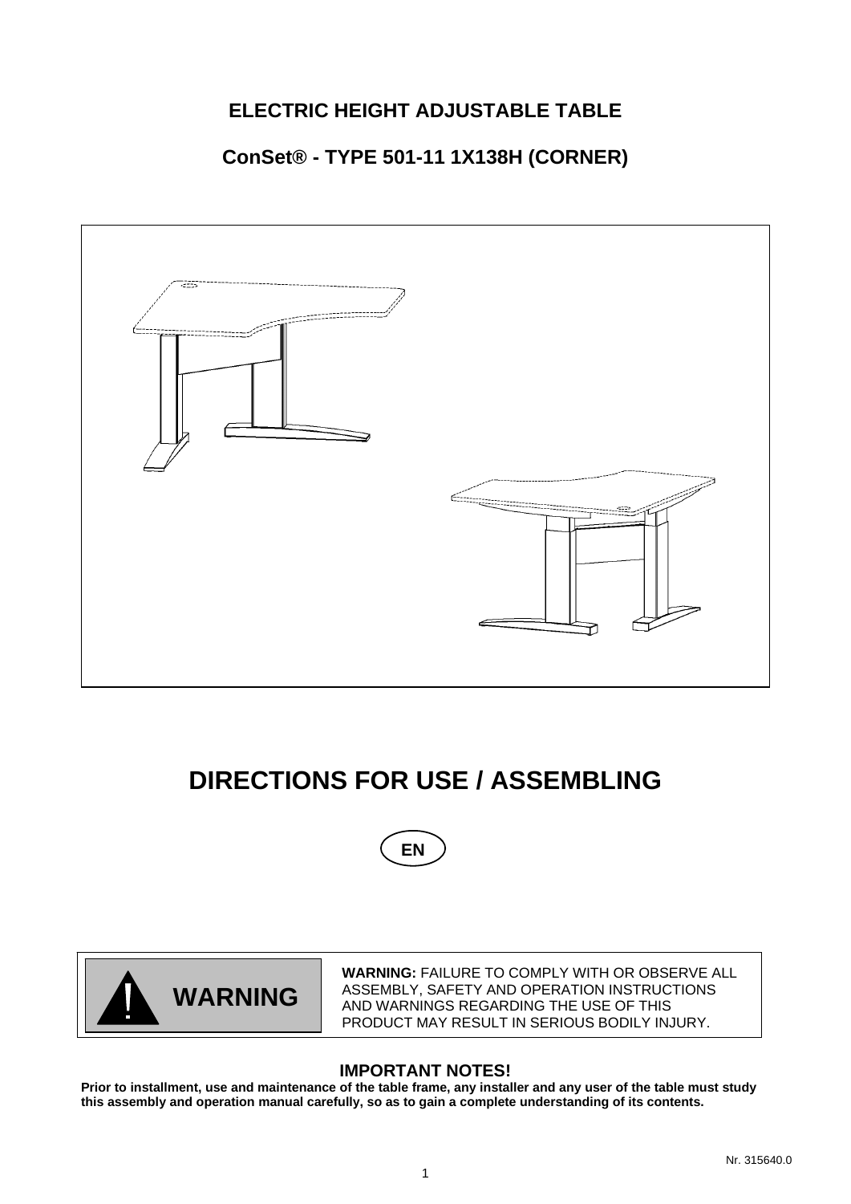# ELECTRIC HEIGHT ADJUSTABLE TABLE

## ConSet® - TYPE 501-11 1X138H (CORNER)

# DIRECTIONS FOR USE / ASSEMBLING

EN

**WARNING**

**WARNING:** FAILURE TO COMPLY WITH OR OBSERVE ALL ASSEMBLY, SAFETY AND OPERATION INSTRUCTIONS AND WARNINGS REGARDING THE USE OF THIS PRODUCT MAY RESULT IN SERIOUS BODILY INJURY.

### IMPORTANT NOTES!

**Prior to installment, use and maintenance of the table frame, any installer and any user of the table must study this assembly and operation manual carefully, so as to gain a complete understanding of its contents.**

Nr. 315640.0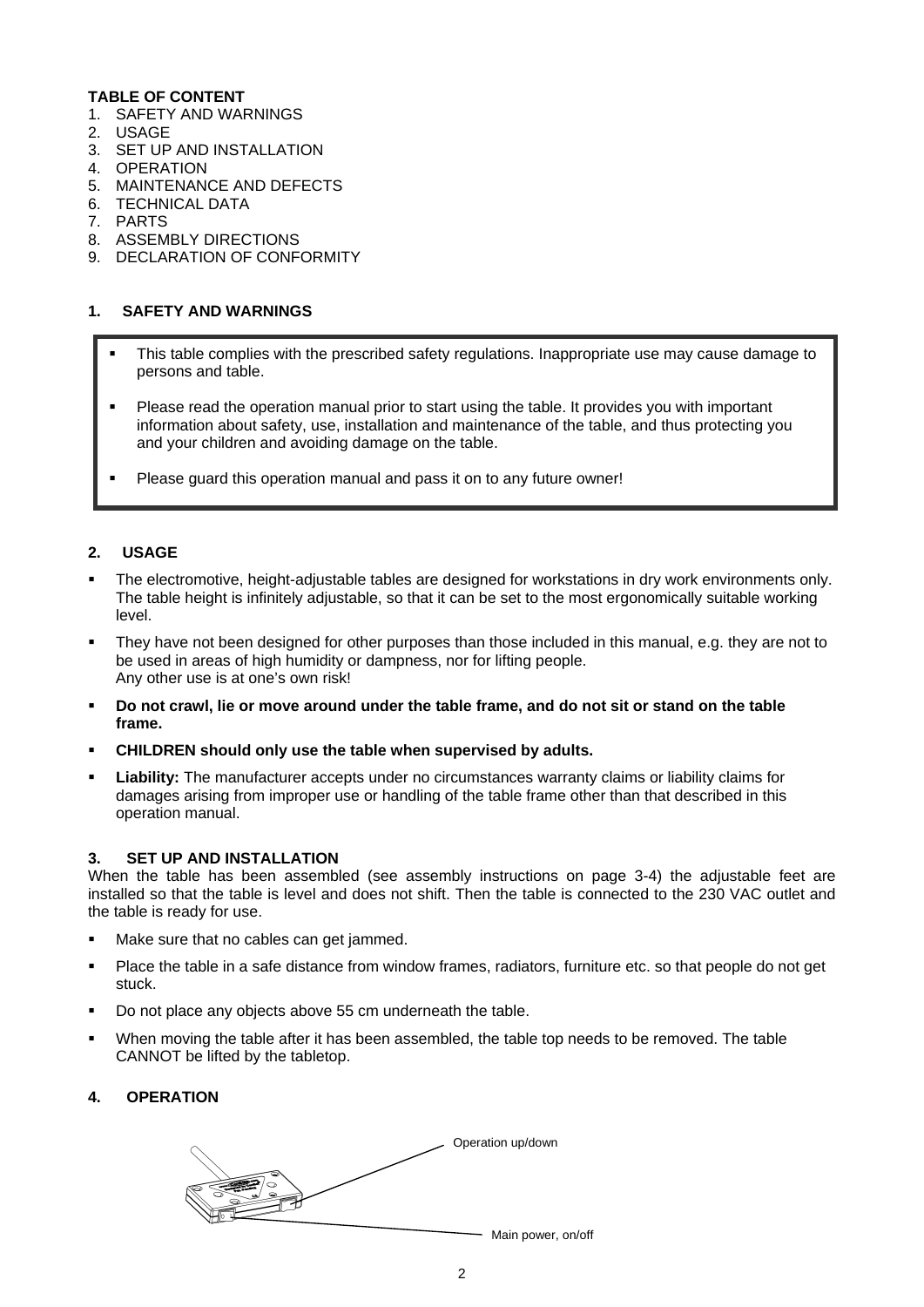**TABLE OF CONTENT**

1. SAFETY AND WARNINGS
2. USAGE
3. SET UP AND INSTALLATION
4. OPERATION
5. MAINTENANCE AND DEFECTS
6. TECHNICAL DATA
7. PARTS
8. ASSEMBLY DIRECTIONS
9. DECLARATION OF CONFORMITY

## 1. SAFETY AND WARNINGS

- This table complies with the prescribed safety regulations. Inappropriate use may cause damage to persons and table.
- Please read the operation manual prior to start using the table. It provides you with important information about safety, use, installation and maintenance of the table, and thus protecting you and your children and avoiding damage on the table.
- Please guard this operation manual and pass it on to any future owner!

## 2. USAGE

- The electromotive, height-adjustable tables are designed for workstations in dry work environments only. The table height is infinitely adjustable, so that it can be set to the most ergonomically suitable working level.
- They have not been designed for other purposes than those included in this manual, e.g. they are not to be used in areas of high humidity or dampness, nor for lifting people.
  Any other use is at one's own risk!
- **Do not crawl, lie or move around under the table frame, and do not sit or stand on the table frame.**
- **CHILDREN should only use the table when supervised by adults.**
- **Liability:** The manufacturer accepts under no circumstances warranty claims or liability claims for damages arising from improper use or handling of the table frame other than that described in this operation manual.

## 3. SET UP AND INSTALLATION

When the table has been assembled (see assembly instructions on page 3-4) the adjustable feet are installed so that the table is level and does not shift. Then the table is connected to the 230 VAC outlet and the table is ready for use.

- Make sure that no cables can get jammed.
- Place the table in a safe distance from window frames, radiators, furniture etc. so that people do not get stuck.
- Do not place any objects above 55 cm underneath the table.
- When moving the table after it has been assembled, the table top needs to be removed. The table CANNOT be lifted by the tabletop.

## 4. OPERATION

Operation up/down

Main power, on/off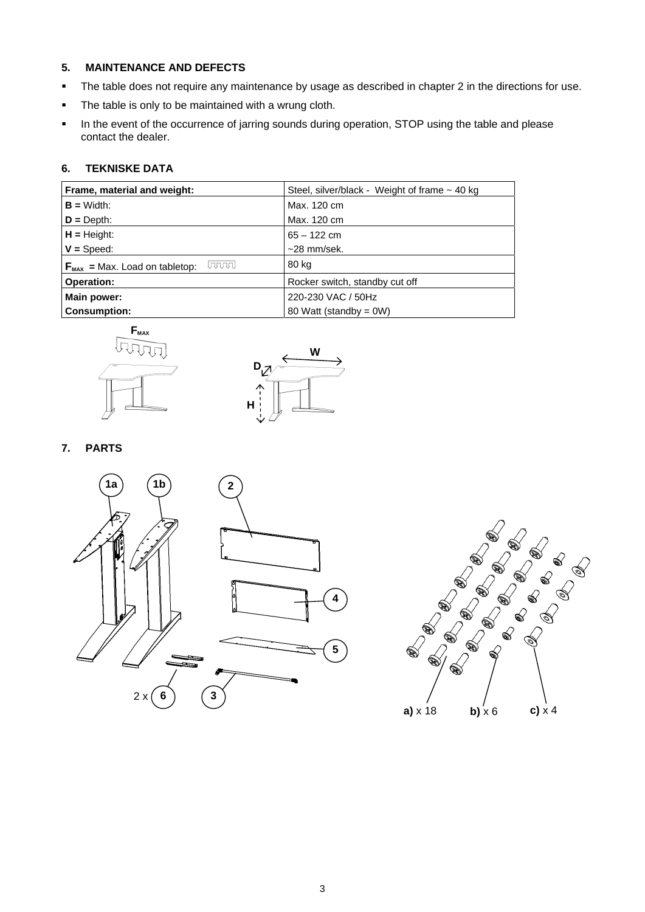## 5. MAINTENANCE AND DEFECTS

- The table does not require any maintenance by usage as described in chapter 2 in the directions for use.
- The table is only to be maintained with a wrung cloth.
- In the event of the occurrence of jarring sounds during operation, STOP using the table and please contact the dealer.

## 6. TEKNISKE DATA

| **Frame, material and weight:** | Steel, silver/black - Weight of frame ~ 40 kg |
|---|---|
| **B =** Width:<br>**D =** Depth: | Max. 120 cm<br>Max. 120 cm |
| **H =** Height:<br>**V =** Speed: | 65 – 122 cm<br>~28 mm/sek. |
| $\mathbf{F_{MAX}}$ **=** Max. Load on tabletop: | 80 kg |
| **Operation:** | Rocker switch, standby cut off |
| **Main power:**<br>**Consumption:** | 220-230 VAC / 50Hz<br>80 Watt (standby = 0W) |

$F_{MAX}$

W

D

H

## 7. PARTS

1a

1b

2

4

5

2 x 6

3

**a)** x 18 **b)** x 6 **c)** x 4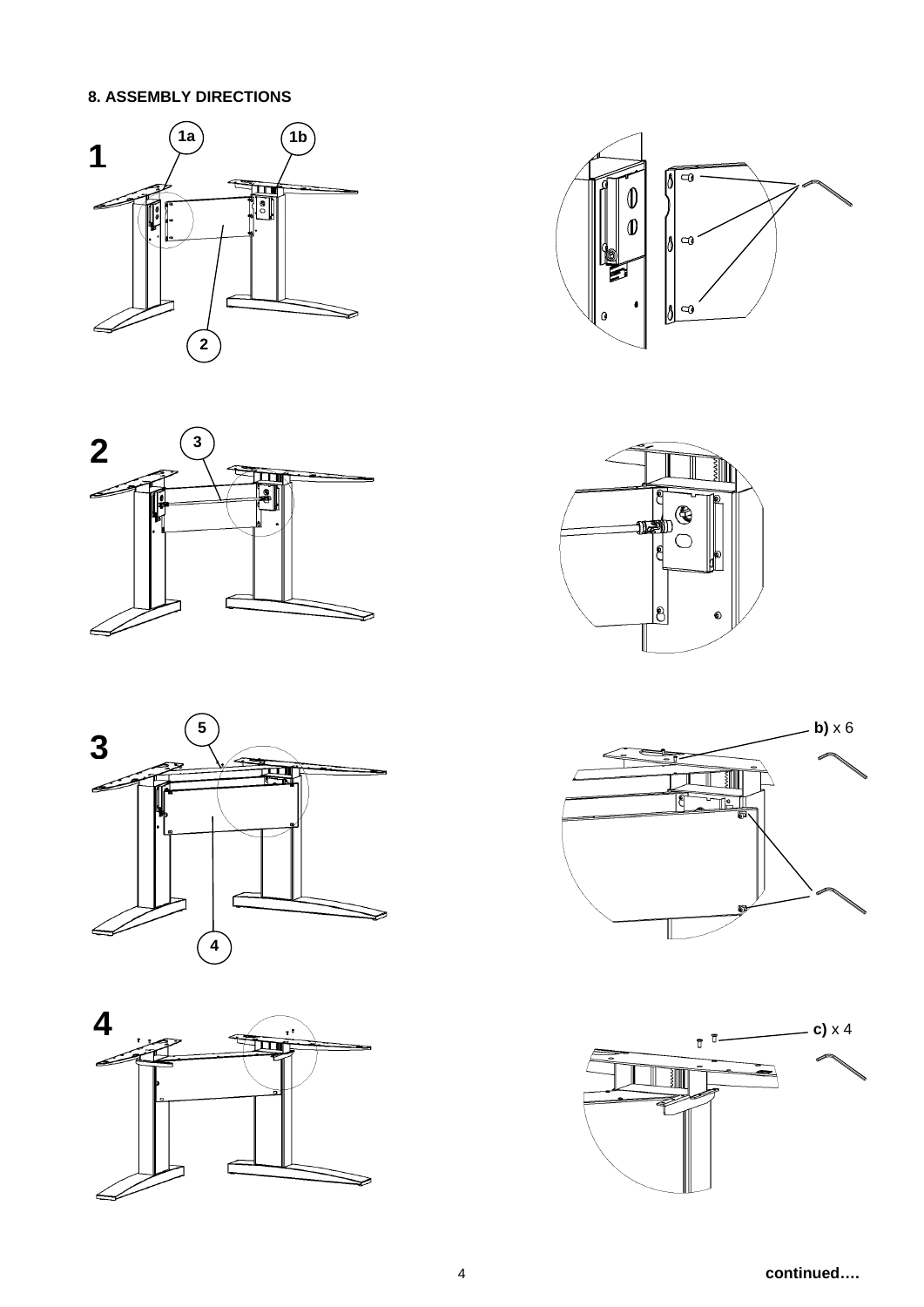**8. ASSEMBLY DIRECTIONS**

**1**

1a

1b

2

**2**

3

**3**

5

4

**b)** x 6

**4**

**c)** x 4

**continued….**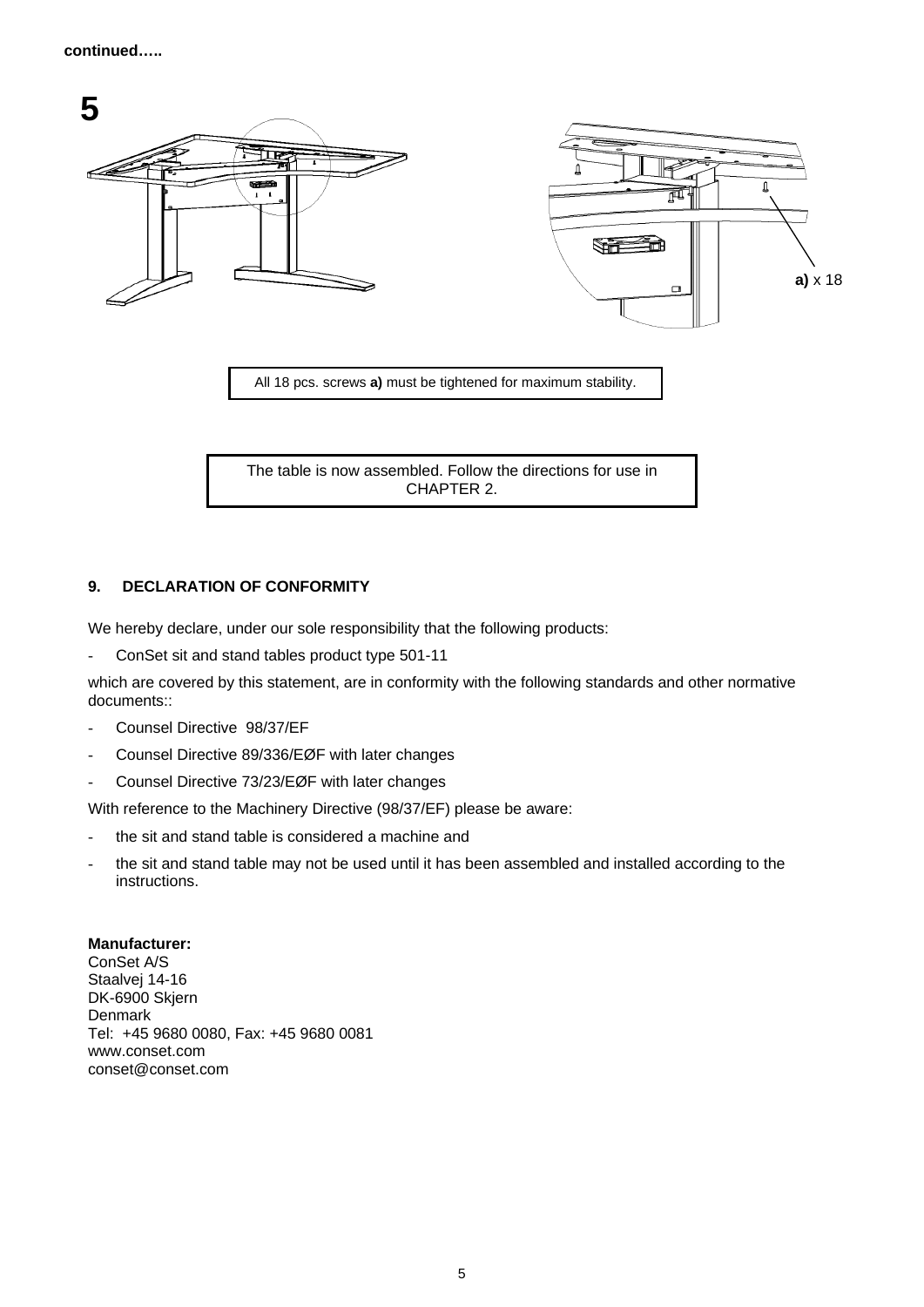continued…..

**5**

**a)** x 18

All 18 pcs. screws **a)** must be tightened for maximum stability.

The table is now assembled. Follow the directions for use in CHAPTER 2.

## 9. DECLARATION OF CONFORMITY

We hereby declare, under our sole responsibility that the following products:

- ConSet sit and stand tables product type 501-11

which are covered by this statement, are in conformity with the following standards and other normative documents::

- Counsel Directive 98/37/EF
- Counsel Directive 89/336/EØF with later changes
- Counsel Directive 73/23/EØF with later changes

With reference to the Machinery Directive (98/37/EF) please be aware:

- the sit and stand table is considered a machine and
- the sit and stand table may not be used until it has been assembled and installed according to the instructions.

**Manufacturer:**
ConSet A/S
Staalvej 14-16
DK-6900 Skjern
Denmark
Tel: +45 9680 0080, Fax: +45 9680 0081
www.conset.com
conset@conset.com